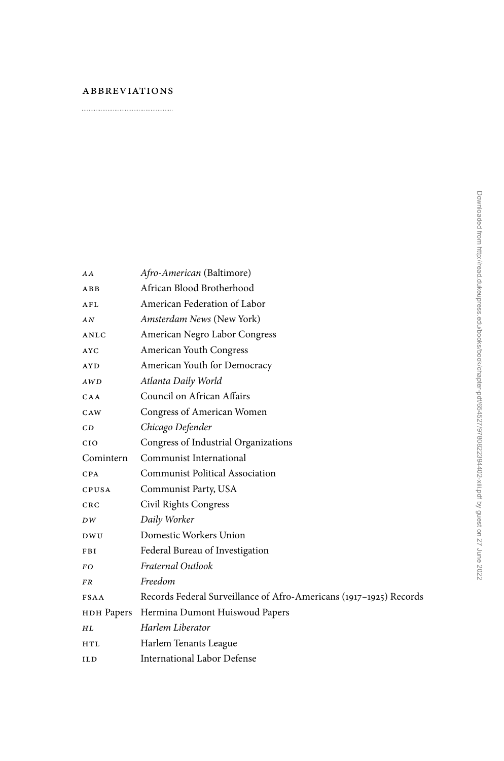# ABBREVIATIONS

| | |
|---|---|
| *AA* | *Afro-American* (Baltimore) |
| ABB | African Blood Brotherhood |
| AFL | American Federation of Labor |
| *AN* | *Amsterdam News* (New York) |
| ANLC | American Negro Labor Congress |
| AYC | American Youth Congress |
| AYD | American Youth for Democracy |
| *AWD* | *Atlanta Daily World* |
| CAA | Council on African Affairs |
| CAW | Congress of American Women |
| *CD* | *Chicago Defender* |
| CIO | Congress of Industrial Organizations |
| Comintern | Communist International |
| CPA | Communist Political Association |
| CPUSA | Communist Party, USA |
| CRC | Civil Rights Congress |
| *DW* | *Daily Worker* |
| DWU | Domestic Workers Union |
| FBI | Federal Bureau of Investigation |
| *FO* | *Fraternal Outlook* |
| *FR* | *Freedom* |
| FSAA | Records Federal Surveillance of Afro-Americans (1917–1925) Records |
| HDH Papers | Hermina Dumont Huiswoud Papers |
| *HL* | *Harlem Liberator* |
| HTL | Harlem Tenants League |
| ILD | International Labor Defense |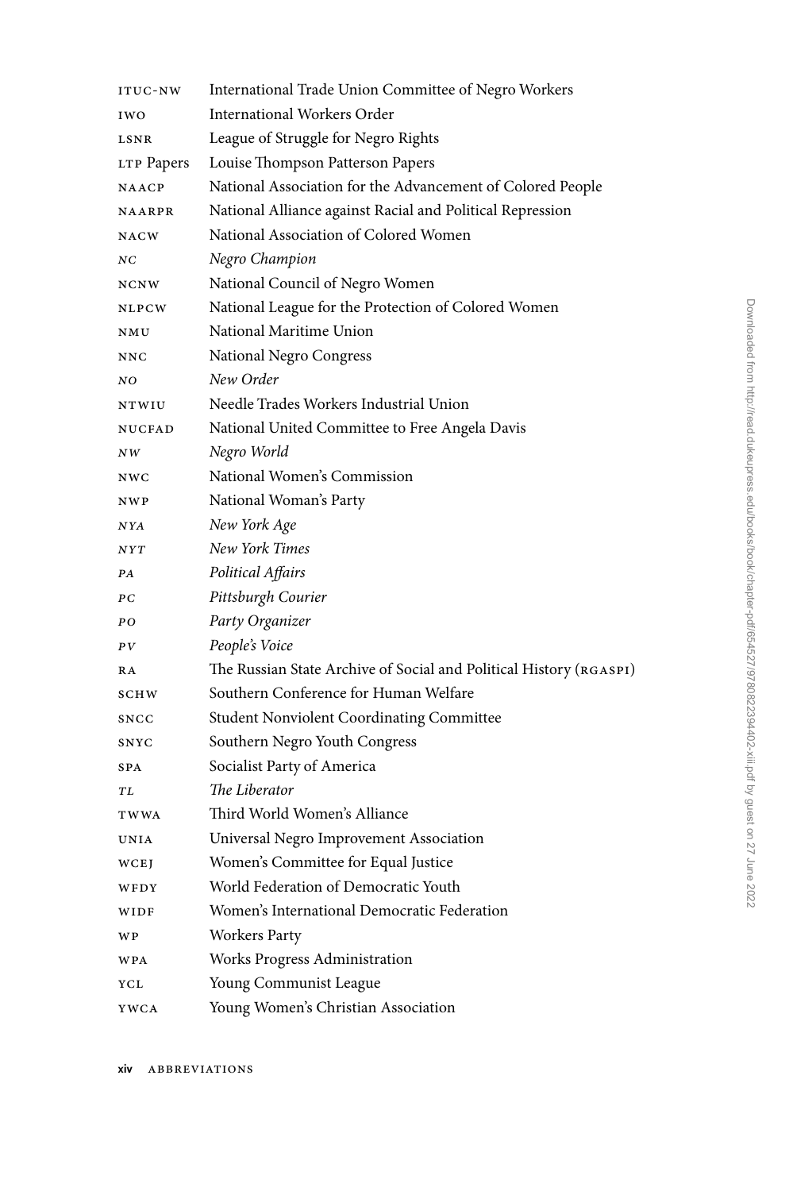| | |
|---|---|
| ITUC-NW | International Trade Union Committee of Negro Workers |
| IWO | International Workers Order |
| LSNR | League of Struggle for Negro Rights |
| LTP Papers | Louise Thompson Patterson Papers |
| NAACP | National Association for the Advancement of Colored People |
| NAARPR | National Alliance against Racial and Political Repression |
| NACW | National Association of Colored Women |
| *NC* | *Negro Champion* |
| NCNW | National Council of Negro Women |
| NLPCW | National League for the Protection of Colored Women |
| NMU | National Maritime Union |
| NNC | National Negro Congress |
| *NO* | *New Order* |
| NTWIU | Needle Trades Workers Industrial Union |
| NUCFAD | National United Committee to Free Angela Davis |
| *NW* | *Negro World* |
| NWC | National Women's Commission |
| NWP | National Woman's Party |
| *NYA* | *New York Age* |
| *NYT* | *New York Times* |
| *PA* | *Political Affairs* |
| *PC* | *Pittsburgh Courier* |
| *PO* | *Party Organizer* |
| *PV* | *People's Voice* |
| RA | The Russian State Archive of Social and Political History (RGASPI) |
| SCHW | Southern Conference for Human Welfare |
| SNCC | Student Nonviolent Coordinating Committee |
| SNYC | Southern Negro Youth Congress |
| SPA | Socialist Party of America |
| *TL* | *The Liberator* |
| TWWA | Third World Women's Alliance |
| UNIA | Universal Negro Improvement Association |
| WCEJ | Women's Committee for Equal Justice |
| WFDY | World Federation of Democratic Youth |
| WIDF | Women's International Democratic Federation |
| WP | Workers Party |
| WPA | Works Progress Administration |
| YCL | Young Communist League |
| YWCA | Young Women's Christian Association |